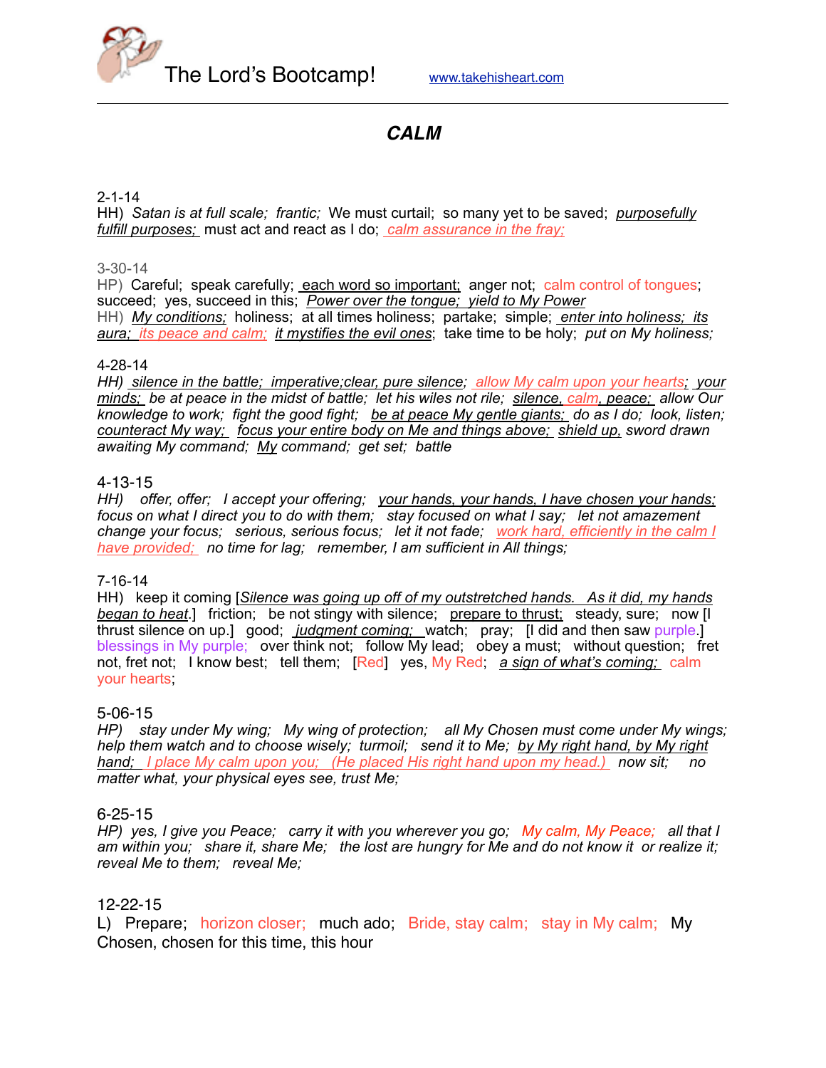The Lord's Bootcamp! www.takehisheart.com

## *CALM*

2-1-14
HH) *Satan is at full scale; frantic;* We must curtail; so many yet to be saved; *purposefully fulfill purposes;* must act and react as I do; *calm assurance in the fray;*

3-30-14
HP) Careful; speak carefully; each word so important; anger not; calm control of tongues; succeed; yes, succeed in this; *Power over the tongue; yield to My Power*
HH) *My conditions;* holiness; at all times holiness; partake; simple; *enter into holiness; its aura; its peace and calm; it mystifies the evil ones*; take time to be holy; *put on My holiness;*

4-28-14
*HH) silence in the battle; imperative;clear, pure silence; allow My calm upon your hearts; your minds; be at peace in the midst of battle; let his wiles not rile; silence, calm, peace; allow Our knowledge to work; fight the good fight; be at peace My gentle giants; do as I do; look, listen; counteract My way; focus your entire body on Me and things above; shield up,* sword drawn *awaiting My command; My command; get set; battle*

4-13-15
*HH) offer, offer; I accept your offering; your hands, your hands, I have chosen your hands; focus on what I direct you to do with them; stay focused on what I say; let not amazement change your focus; serious, serious focus; let it not fade; work hard, efficiently in the calm I have provided; no time for lag; remember, I am sufficient in All things;*

7-16-14
HH) keep it coming [*Silence was going up off of my outstretched hands. As it did, my hands began to heat*.] friction; be not stingy with silence; prepare to thrust; steady, sure; now [I thrust silence on up.] good; *judgment coming;* watch; pray; [I did and then saw purple.] blessings in My purple; over think not; follow My lead; obey a must; without question; fret not, fret not; I know best; tell them; [Red] yes, My Red; *a sign of what's coming;* calm your hearts;

5-06-15
*HP) stay under My wing; My wing of protection; all My Chosen must come under My wings; help them watch and to choose wisely; turmoil; send it to Me; by My right hand, by My right hand; I place My calm upon you; (He placed His right hand upon my head.) now sit; no matter what, your physical eyes see, trust Me;*

6-25-15
*HP) yes, I give you Peace; carry it with you wherever you go; My calm, My Peace; all that I am within you; share it, share Me; the lost are hungry for Me and do not know it or realize it; reveal Me to them; reveal Me;*

12-22-15
L) Prepare; horizon closer; much ado; Bride, stay calm; stay in My calm; My Chosen, chosen for this time, this hour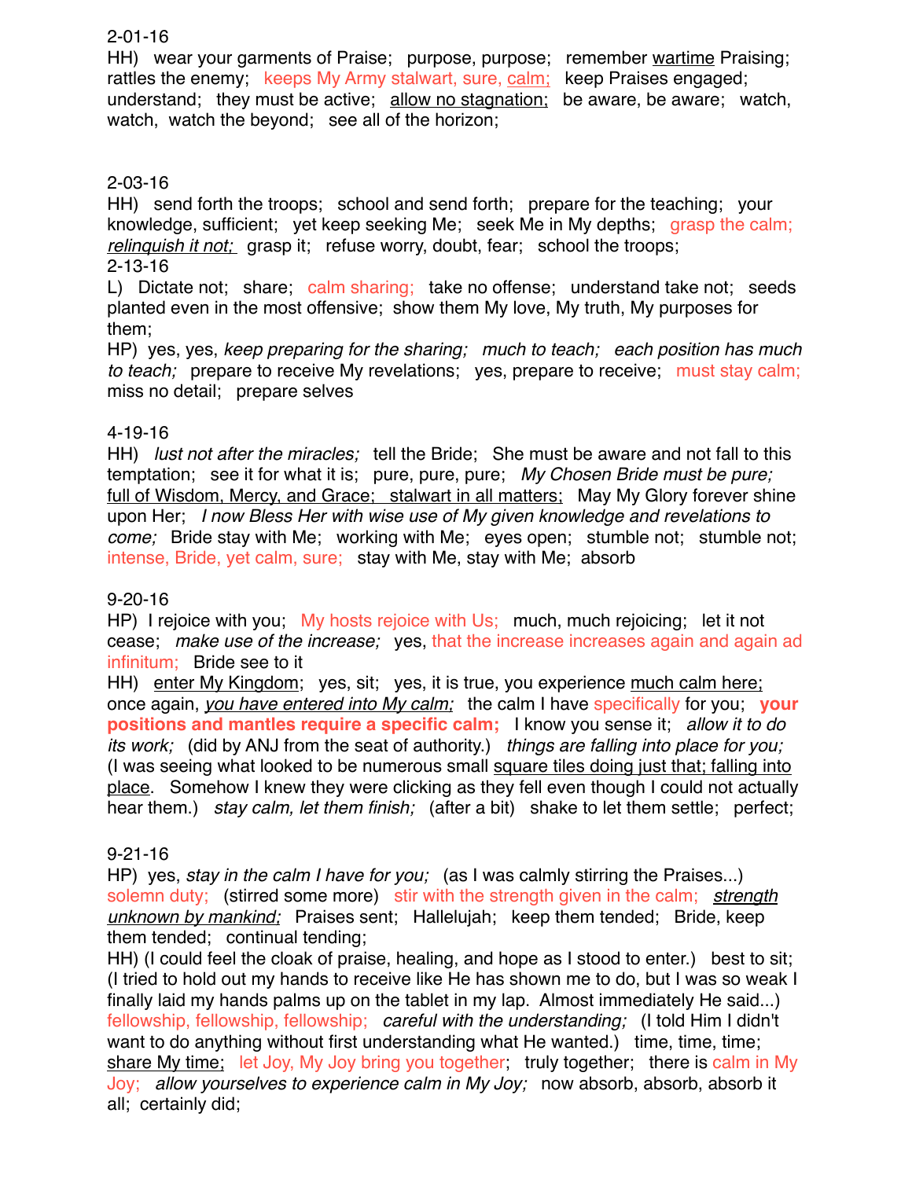2-01-16

HH) wear your garments of Praise; purpose, purpose; remember <u>wartime</u> Praising; rattles the enemy; keeps My Army stalwart, sure, <u>calm;</u> keep Praises engaged; understand; they must be active; <u>allow no stagnation;</u> be aware, be aware; watch, watch, watch the beyond; see all of the horizon;

2-03-16

HH) send forth the troops; school and send forth; prepare for the teaching; your knowledge, sufficient; yet keep seeking Me; seek Me in My depths; grasp the calm; <u>*relinquish it not;*</u> grasp it; refuse worry, doubt, fear; school the troops;

2-13-16

L) Dictate not; share; calm sharing; take no offense; understand take not; seeds planted even in the most offensive; show them My love, My truth, My purposes for them;

HP) yes, yes, *keep preparing for the sharing; much to teach; each position has much to teach;* prepare to receive My revelations; yes, prepare to receive; must stay calm; miss no detail; prepare selves

4-19-16

HH) *lust not after the miracles;* tell the Bride; She must be aware and not fall to this temptation; see it for what it is; pure, pure, pure; *My Chosen Bride must be pure;* <u>full of Wisdom, Mercy, and Grace; stalwart in all matters;</u> May My Glory forever shine upon Her; *I now Bless Her with wise use of My given knowledge and revelations to come;* Bride stay with Me; working with Me; eyes open; stumble not; stumble not; intense, Bride, yet calm, sure; stay with Me, stay with Me; absorb

9-20-16

HP) I rejoice with you; My hosts rejoice with Us; much, much rejoicing; let it not cease; *make use of the increase;* yes, that the increase increases again and again ad infinitum; Bride see to it

HH) <u>enter My Kingdom</u>; yes, sit; yes, it is true, you experience <u>much calm here;</u> once again, <u>*you have entered into My calm;*</u> the calm I have specifically for you; **your positions and mantles require a specific calm;** I know you sense it; *allow it to do its work;* (did by ANJ from the seat of authority.) *things are falling into place for you;* (I was seeing what looked to be numerous small <u>square tiles doing just that; falling into place</u>. Somehow I knew they were clicking as they fell even though I could not actually hear them.) *stay calm, let them finish;* (after a bit) shake to let them settle; perfect;

9-21-16

HP) yes, *stay in the calm I have for you;* (as I was calmly stirring the Praises...) solemn duty; (stirred some more) stir with the strength given in the calm; <u>*strength unknown by mankind;*</u> Praises sent; Hallelujah; keep them tended; Bride, keep them tended; continual tending;

HH) (I could feel the cloak of praise, healing, and hope as I stood to enter.) best to sit; (I tried to hold out my hands to receive like He has shown me to do, but I was so weak I finally laid my hands palms up on the tablet in my lap. Almost immediately He said...) fellowship, fellowship, fellowship; *careful with the understanding;* (I told Him I didn't want to do anything without first understanding what He wanted.) time, time, time; <u>share My time;</u> let Joy, My Joy bring you together; truly together; there is calm in My Joy; *allow yourselves to experience calm in My Joy;* now absorb, absorb, absorb it all; certainly did;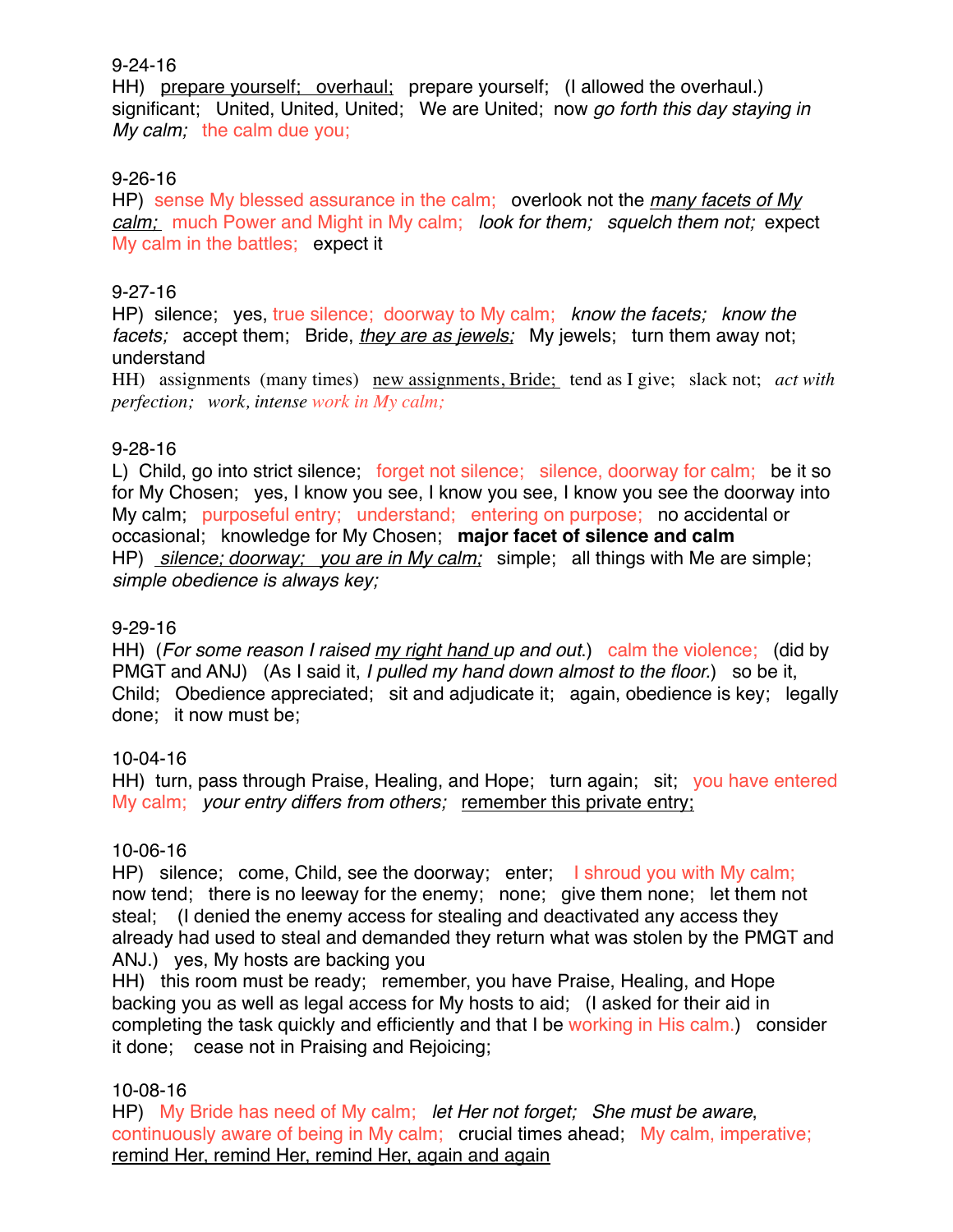9-24-16

HH) <u>prepare yourself; overhaul;</u> prepare yourself; (I allowed the overhaul.) significant; United, United, United; We are United; now *go forth this day staying in My calm;* the calm due you;

9-26-16

HP) sense My blessed assurance in the calm; overlook not the <u>*many facets of My calm;*</u> much Power and Might in My calm; *look for them; squelch them not;* expect My calm in the battles; expect it

9-27-16

HP) silence; yes, true silence; doorway to My calm; *know the facets; know the facets;* accept them; Bride, <u>*they are as jewels;*</u> My jewels; turn them away not; understand

HH) assignments (many times) <u>new assignments, Bride;</u> tend as I give; slack not; *act with perfection; work, intense work in My calm;*

9-28-16

L) Child, go into strict silence; forget not silence; silence, doorway for calm; be it so for My Chosen; yes, I know you see, I know you see, I know you see the doorway into My calm; purposeful entry; understand; entering on purpose; no accidental or occasional; knowledge for My Chosen; **major facet of silence and calm**

HP) <u>*silence; doorway; you are in My calm;*</u> simple; all things with Me are simple; *simple obedience is always key;*

9-29-16

HH) (*For some reason I raised <u>my right hand</u> up and out.*) calm the violence; (did by PMGT and ANJ) (As I said it, *I pulled my hand down almost to the floor.*) so be it, Child; Obedience appreciated; sit and adjudicate it; again, obedience is key; legally done; it now must be;

10-04-16

HH) turn, pass through Praise, Healing, and Hope; turn again; sit; you have entered My calm; *your entry differs from others;* <u>remember this private entry;</u>

10-06-16

HP) silence; come, Child, see the doorway; enter; I shroud you with My calm; now tend; there is no leeway for the enemy; none; give them none; let them not steal; (I denied the enemy access for stealing and deactivated any access they already had used to steal and demanded they return what was stolen by the PMGT and ANJ.) yes, My hosts are backing you

HH) this room must be ready; remember, you have Praise, Healing, and Hope backing you as well as legal access for My hosts to aid; (I asked for their aid in completing the task quickly and efficiently and that I be working in His calm.) consider it done; cease not in Praising and Rejoicing;

10-08-16

HP) My Bride has need of My calm; *let Her not forget; She must be aware*, continuously aware of being in My calm; crucial times ahead; My calm, imperative; <u>remind Her, remind Her, remind Her, again and again</u>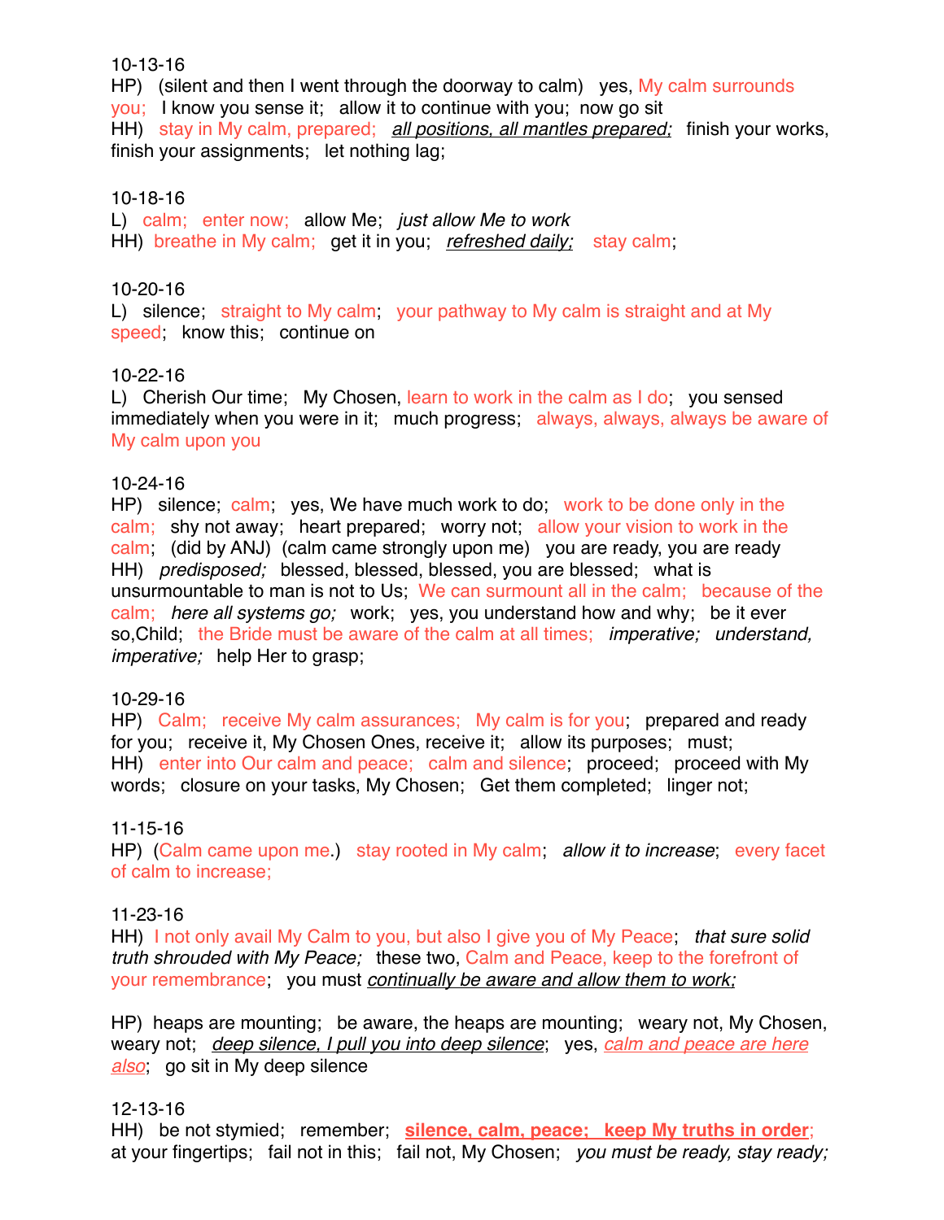10-13-16

HP) (silent and then I went through the doorway to calm) yes, My calm surrounds you; I know you sense it; allow it to continue with you; now go sit

HH) stay in My calm, prepared; *<u>all positions, all mantles prepared;</u>* finish your works, finish your assignments; let nothing lag;

10-18-16

L) calm; enter now; allow Me; *just allow Me to work*

HH) breathe in My calm; get it in you; *<u>refreshed daily;</u>* stay calm;

10-20-16

L) silence; straight to My calm; your pathway to My calm is straight and at My speed; know this; continue on

10-22-16

L) Cherish Our time; My Chosen, learn to work in the calm as I do; you sensed immediately when you were in it; much progress; always, always, always be aware of My calm upon you

10-24-16

HP) silence; calm; yes, We have much work to do; work to be done only in the calm; shy not away; heart prepared; worry not; allow your vision to work in the calm; (did by ANJ) (calm came strongly upon me) you are ready, you are ready

HH) *predisposed;* blessed, blessed, blessed, you are blessed; what is unsurmountable to man is not to Us; We can surmount all in the calm; because of the calm; *here all systems go;* work; yes, you understand how and why; be it ever so,Child; the Bride must be aware of the calm at all times; *imperative; understand, imperative;* help Her to grasp;

10-29-16

HP) Calm; receive My calm assurances; My calm is for you; prepared and ready for you; receive it, My Chosen Ones, receive it; allow its purposes; must;

HH) enter into Our calm and peace; calm and silence; proceed; proceed with My words; closure on your tasks, My Chosen; Get them completed; linger not;

11-15-16

HP) (Calm came upon me.) stay rooted in My calm; *allow it to increase*; every facet of calm to increase;

11-23-16

HH) I not only avail My Calm to you, but also I give you of My Peace; *that sure solid truth shrouded with My Peace;* these two, Calm and Peace, keep to the forefront of your remembrance; you must *<u>continually be aware and allow them to work;</u>*

HP) heaps are mounting; be aware, the heaps are mounting; weary not, My Chosen, weary not; *<u>deep silence, I pull you into deep silence</u>*; yes, *<u>calm and peace are here also</u>*; go sit in My deep silence

12-13-16

HH) be not stymied; remember; **<u>silence, calm, peace; keep My truths in order</u>**; at your fingertips; fail not in this; fail not, My Chosen; *you must be ready, stay ready;*